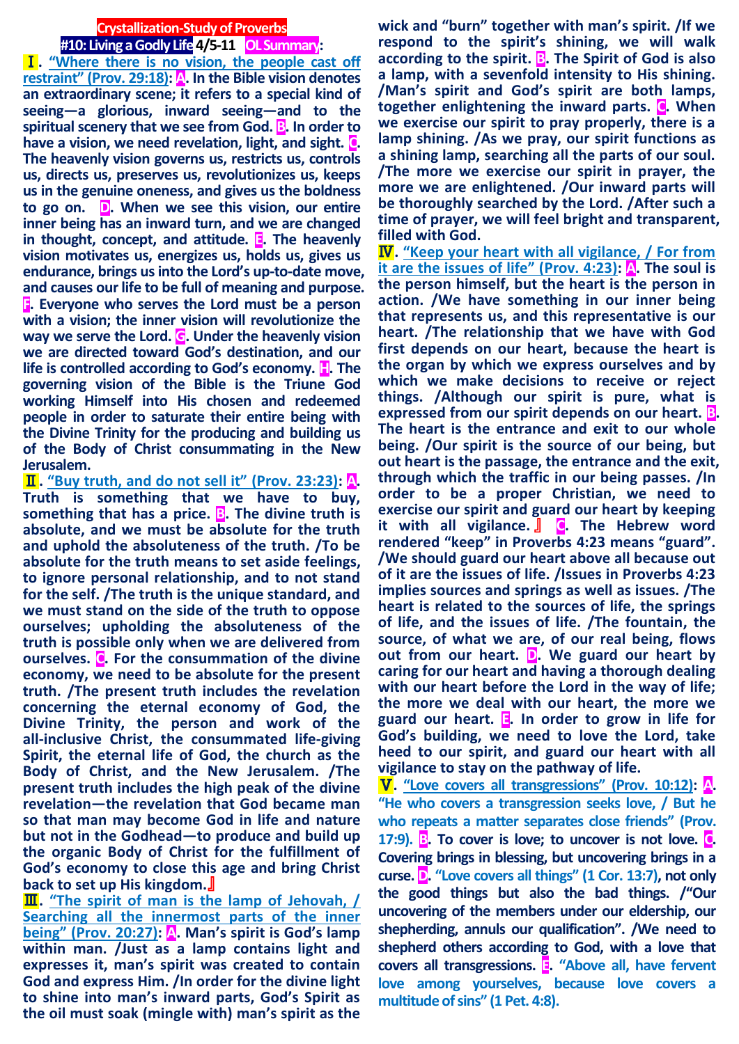**Crystallization-Study of Proverbs**

**#10: Living a Godly Life 4/5-11 OL Summary:**

**Ⅰ. "Where there is no vision, the people cast off restraint" (Prov. 29:18): A. In the Bible vision denotes an extraordinary scene; it refers to a special kind of seeing—a glorious, inward seeing—and to the spiritual scenery that we see from God. B. In order to have a vision, we need revelation, light, and sight. C. The heavenly vision governs us, restricts us, controls us, directs us, preserves us, revolutionizes us, keeps us in the genuine oneness, and gives us the boldness to go on. D. When we see this vision, our entire inner being has an inward turn, and we are changed in thought, concept, and attitude. E. The heavenly vision motivates us, energizes us, holds us, gives us endurance, brings us into the Lord's up-to-date move, and causes our life to be full of meaning and purpose. F. Everyone who serves the Lord must be a person with a vision; the inner vision will revolutionize the way we serve the Lord. G. Under the heavenly vision we are directed toward God's destination, and our life is controlled according to God's economy. H. The governing vision of the Bible is the Triune God working Himself into His chosen and redeemed people in order to saturate their entire being with the Divine Trinity for the producing and building us of the Body of Christ consummating in the New Jerusalem.**

**Ⅱ. "Buy truth, and do not sell it" (Prov. 23:23): A. Truth is something that we have to buy, something that has a price. B. The divine truth is absolute, and we must be absolute for the truth and uphold the absoluteness of the truth. /To be absolute for the truth means to set aside feelings, to ignore personal relationship, and to not stand for the self. /The truth is the unique standard, and we must stand on the side of the truth to oppose ourselves; upholding the absoluteness of the truth is possible only when we are delivered from ourselves. C. For the consummation of the divine economy, we need to be absolute for the present truth. /The present truth includes the revelation concerning the eternal economy of God, the Divine Trinity, the person and work of the all-inclusive Christ, the consummated life-giving Spirit, the eternal life of God, the church as the Body of Christ, and the New Jerusalem. /The present truth includes the high peak of the divine revelation—the revelation that God became man so that man may become God in life and nature but not in the Godhead—to produce and build up the organic Body of Christ for the fulfillment of God's economy to close this age and bring Christ back to set up His kingdom.』**

**Ⅲ. "The spirit of man is the lamp of Jehovah, / Searching all the innermost parts of the inner being" (Prov. 20:27): A. Man's spirit is God's lamp within man. /Just as a lamp contains light and expresses it, man's spirit was created to contain God and express Him. /In order for the divine light to shine into man's inward parts, God's Spirit as the oil must soak (mingle with) man's spirit as the wick and "burn" together with man's spirit. /If we respond to the spirit's shining, we will walk according to the spirit. B. The Spirit of God is also a lamp, with a sevenfold intensity to His shining. /Man's spirit and God's spirit are both lamps, together enlightening the inward parts. C. When we exercise our spirit to pray properly, there is a lamp shining. /As we pray, our spirit functions as a shining lamp, searching all the parts of our soul. /The more we exercise our spirit in prayer, the more we are enlightened. /Our inward parts will be thoroughly searched by the Lord. /After such a time of prayer, we will feel bright and transparent, filled with God.**

**Ⅳ. "Keep your heart with all vigilance, / For from it are the issues of life" (Prov. 4:23): A. The soul is the person himself, but the heart is the person in action. /We have something in our inner being that represents us, and this representative is our heart. /The relationship that we have with God first depends on our heart, because the heart is the organ by which we express ourselves and by which we make decisions to receive or reject things. /Although our spirit is pure, what is expressed from our spirit depends on our heart. B. The heart is the entrance and exit to our whole being. /Our spirit is the source of our being, but out heart is the passage, the entrance and the exit, through which the traffic in our being passes. /In order to be a proper Christian, we need to exercise our spirit and guard our heart by keeping it with all vigilance.』 C. The Hebrew word rendered "keep" in Proverbs 4:23 means "guard". /We should guard our heart above all because out of it are the issues of life. /Issues in Proverbs 4:23 implies sources and springs as well as issues. /The heart is related to the sources of life, the springs of life, and the issues of life. /The fountain, the source, of what we are, of our real being, flows out from our heart. D. We guard our heart by caring for our heart and having a thorough dealing with our heart before the Lord in the way of life; the more we deal with our heart, the more we guard our heart. E. In order to grow in life for God's building, we need to love the Lord, take heed to our spirit, and guard our heart with all vigilance to stay on the pathway of life.**

**Ⅴ. "Love covers all transgressions" (Prov. 10:12): A. "He who covers a transgression seeks love, / But he who repeats a matter separates close friends" (Prov. 17:9). B. To cover is love; to uncover is not love. C. Covering brings in blessing, but uncovering brings in a curse. D. "Love covers all things" (1 Cor. 13:7), not only the good things but also the bad things. /"Our uncovering of the members under our eldership, our shepherding, annuls our qualification". /We need to shepherd others according to God, with a love that covers all transgressions. E. "Above all, have fervent love among yourselves, because love covers a multitude of sins" (1 Pet. 4:8).**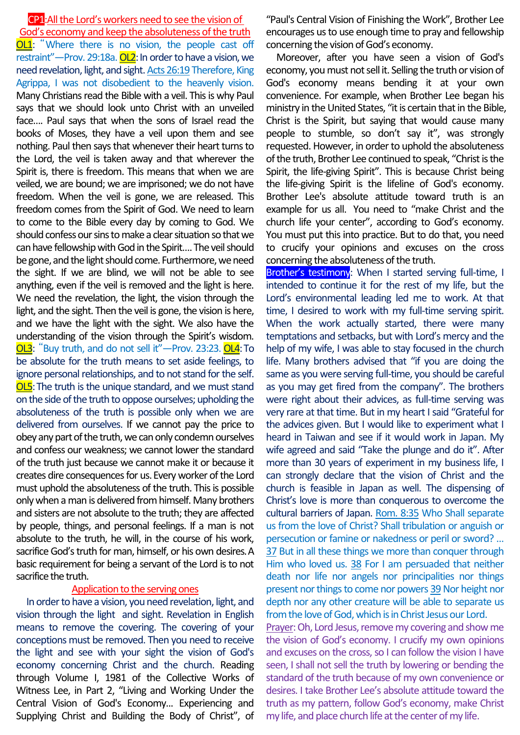**CP1**: All the Lord's workers need to see the vision of God's economy and keep the absoluteness of the truth

**OL1**: "Where there is no vision, the people cast off restraint"—Prov. 29:18a. **OL2**: In order to have a vision, we need revelation, light, and sight. Acts 26:19 Therefore, King Agrippa, I was not disobedient to the heavenly vision. Many Christians read the Bible with a veil. This is why Paul says that we should look unto Christ with an unveiled face.... Paul says that when the sons of Israel read the books of Moses, they have a veil upon them and see nothing. Paul then says that whenever their heart turns to the Lord, the veil is taken away and that wherever the Spirit is, there is freedom. This means that when we are veiled, we are bound; we are imprisoned; we do not have freedom. When the veil is gone, we are released. This freedom comes from the Spirit of God. We need to learn to come to the Bible every day by coming to God. We should confess our sins to make a clear situation so that we can have fellowship with God in the Spirit.... The veil should be gone, and the light should come. Furthermore, we need the sight. If we are blind, we will not be able to see anything, even if the veil is removed and the light is here. We need the revelation, the light, the vision through the light, and the sight. Then the veil is gone, the vision is here, and we have the light with the sight. We also have the understanding of the vision through the Spirit's wisdom. **OL3**: "Buy truth, and do not sell it"—Prov. 23:23. **OL4**: To be absolute for the truth means to set aside feelings, to ignore personal relationships, and to not stand for the self. **OL5**: The truth is the unique standard, and we must stand on the side of the truth to oppose ourselves; upholding the absoluteness of the truth is possible only when we are delivered from ourselves. If we cannot pay the price to obey any part of the truth, we can only condemn ourselves and confess our weakness; we cannot lower the standard of the truth just because we cannot make it or because it creates dire consequences for us. Every worker of the Lord must uphold the absoluteness of the truth. This is possible only when a man is delivered from himself. Many brothers and sisters are not absolute to the truth; they are affected by people, things, and personal feelings. If a man is not absolute to the truth, he will, in the course of his work, sacrifice God's truth for man, himself, or his own desires. A basic requirement for being a servant of the Lord is to not sacrifice the truth.

## Application to the serving ones

In order to have a vision, you need revelation, light, and vision through the light and sight. Revelation in English means to remove the covering. The covering of your conceptions must be removed. Then you need to receive the light and see with your sight the vision of God's economy concerning Christ and the church. Reading through Volume I, 1981 of the Collective Works of Witness Lee, in Part 2, "Living and Working Under the Central Vision of God's Economy... Experiencing and Supplying Christ and Building the Body of Christ", of "Paul's Central Vision of Finishing the Work", Brother Lee encourages us to use enough time to pray and fellowship concerning the vision of God's economy.

Moreover, after you have seen a vision of God's economy, you must not sell it. Selling the truth or vision of God's economy means bending it at your own convenience. For example, when Brother Lee began his ministry in the United States, "it is certain that in the Bible, Christ is the Spirit, but saying that would cause many people to stumble, so don't say it", was strongly requested. However, in order to uphold the absoluteness of the truth, Brother Lee continued to speak, "Christ is the Spirit, the life-giving Spirit". This is because Christ being the life-giving Spirit is the lifeline of God's economy. Brother Lee's absolute attitude toward truth is an example for us all. You need to "make Christ and the church life your center", according to God's economy. You must put this into practice. But to do that, you need to crucify your opinions and excuses on the cross concerning the absoluteness of the truth.

**Brother's testimony**: When I started serving full-time, I intended to continue it for the rest of my life, but the Lord's environmental leading led me to work. At that time, I desired to work with my full-time serving spirit. When the work actually started, there were many temptations and setbacks, but with Lord's mercy and the help of my wife, I was able to stay focused in the church life. Many brothers advised that "if you are doing the same as you were serving full-time, you should be careful as you may get fired from the company". The brothers were right about their advices, as full-time serving was very rare at that time. But in my heart I said "Grateful for the advices given. But I would like to experiment what I heard in Taiwan and see if it would work in Japan. My wife agreed and said "Take the plunge and do it". After more than 30 years of experiment in my business life, I can strongly declare that the vision of Christ and the church is feasible in Japan as well. The dispensing of Christ's love is more than conquerous to overcome the cultural barriers of Japan. Rom. 8:35 Who Shall separate us from the love of Christ? Shall tribulation or anguish or persecution or famine or nakedness or peril or sword? ... 37 But in all these things we more than conquer through Him who loved us. 38 For I am persuaded that neither death nor life nor angels nor principalities nor things present nor things to come nor powers 39 Nor height nor depth nor any other creature will be able to separate us from the love of God, which is in Christ Jesus our Lord.

Prayer: Oh, Lord Jesus, remove my covering and show me the vision of God's economy. I crucify my own opinions and excuses on the cross, so I can follow the vision I have seen, I shall not sell the truth by lowering or bending the standard of the truth because of my own convenience or desires. I take Brother Lee's absolute attitude toward the truth as my pattern, follow God's economy, make Christ my life, and place church life at the center of my life.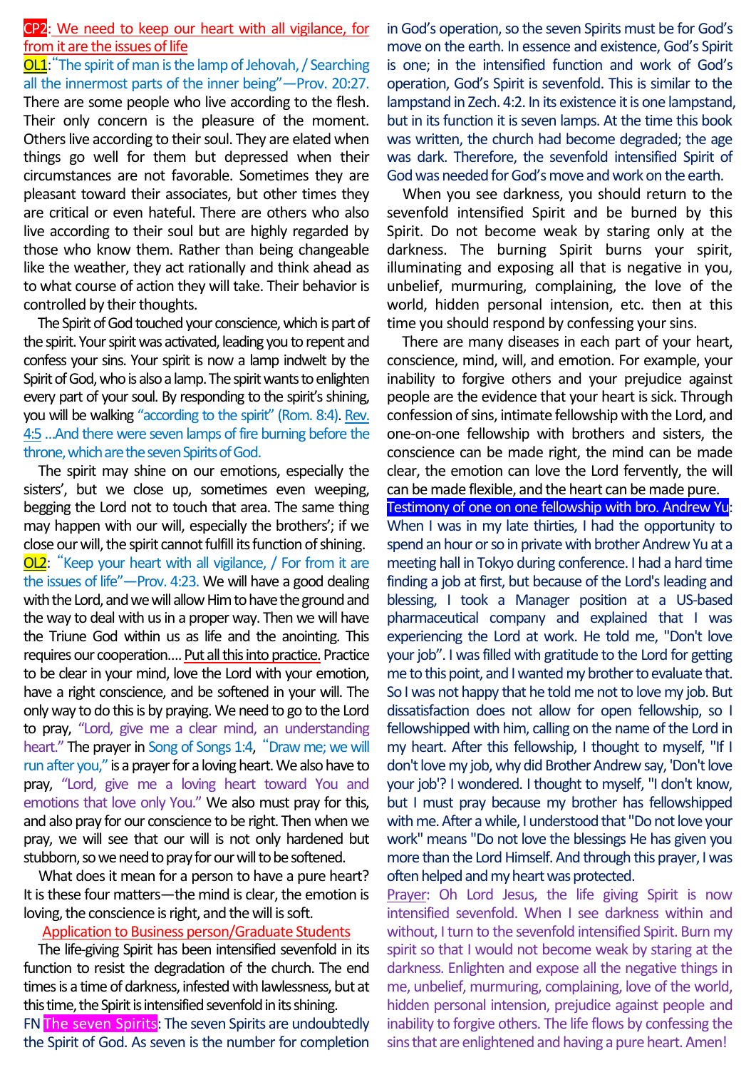**CP2: We need to keep our heart with all vigilance, for from it are the issues of life**

**OL1**:"The spirit of man is the lamp of Jehovah, / Searching all the innermost parts of the inner being"—Prov. 20:27. There are some people who live according to the flesh. Their only concern is the pleasure of the moment. Others live according to their soul. They are elated when things go well for them but depressed when their circumstances are not favorable. Sometimes they are pleasant toward their associates, but other times they are critical or even hateful. There are others who also live according to their soul but are highly regarded by those who know them. Rather than being changeable like the weather, they act rationally and think ahead as to what course of action they will take. Their behavior is controlled by their thoughts.

The Spirit of God touched your conscience, which is part of the spirit. Your spirit was activated, leading you to repent and confess your sins. Your spirit is now a lamp indwelt by the Spirit of God, who is also a lamp. The spirit wants to enlighten every part of your soul. By responding to the spirit's shining, you will be walking "according to the spirit" (Rom. 8:4). Rev. 4:5 ...And there were seven lamps of fire burning before the throne, which are the seven Spirits of God.

The spirit may shine on our emotions, especially the sisters', but we close up, sometimes even weeping, begging the Lord not to touch that area. The same thing may happen with our will, especially the brothers'; if we close our will, the spirit cannot fulfill its function of shining.

**OL2**: "Keep your heart with all vigilance, / For from it are the issues of life"—Prov. 4:23. We will have a good dealing with the Lord, and we will allow Him to have the ground and the way to deal with us in a proper way. Then we will have the Triune God within us as life and the anointing. This requires our cooperation.... Put all this into practice. Practice to be clear in your mind, love the Lord with your emotion, have a right conscience, and be softened in your will. The only way to do this is by praying. We need to go to the Lord to pray, "Lord, give me a clear mind, an understanding heart." The prayer in Song of Songs 1:4, "Draw me; we will run after you," is a prayer for a loving heart. We also have to pray, "Lord, give me a loving heart toward You and emotions that love only You." We also must pray for this, and also pray for our conscience to be right. Then when we pray, we will see that our will is not only hardened but stubborn, so we need to pray for our will to be softened.

What does it mean for a person to have a pure heart? It is these four matters—the mind is clear, the emotion is loving, the conscience is right, and the will is soft.

**Application to Business person/Graduate Students**

The life-giving Spirit has been intensified sevenfold in its function to resist the degradation of the church. The end times is a time of darkness, infested with lawlessness, but at this time, the Spirit is intensified sevenfold in its shining.

FN **The seven Spirits**: The seven Spirits are undoubtedly the Spirit of God. As seven is the number for completion in God's operation, so the seven Spirits must be for God's move on the earth. In essence and existence, God's Spirit is one; in the intensified function and work of God's operation, God's Spirit is sevenfold. This is similar to the lampstand in Zech. 4:2. In its existence it is one lampstand, but in its function it is seven lamps. At the time this book was written, the church had become degraded; the age was dark. Therefore, the sevenfold intensified Spirit of God was needed for God's move and work on the earth.

When you see darkness, you should return to the sevenfold intensified Spirit and be burned by this Spirit. Do not become weak by staring only at the darkness. The burning Spirit burns your spirit, illuminating and exposing all that is negative in you, unbelief, murmuring, complaining, the love of the world, hidden personal intension, etc. then at this time you should respond by confessing your sins.

There are many diseases in each part of your heart, conscience, mind, will, and emotion. For example, your inability to forgive others and your prejudice against people are the evidence that your heart is sick. Through confession of sins, intimate fellowship with the Lord, and one-on-one fellowship with brothers and sisters, the conscience can be made right, the mind can be made clear, the emotion can love the Lord fervently, the will can be made flexible, and the heart can be made pure.

**Testimony of one on one fellowship with bro. Andrew Yu**: When I was in my late thirties, I had the opportunity to spend an hour or so in private with brother Andrew Yu at a meeting hall in Tokyo during conference. I had a hard time finding a job at first, but because of the Lord's leading and blessing, I took a Manager position at a US-based pharmaceutical company and explained that I was experiencing the Lord at work. He told me, "Don't love your job". I was filled with gratitude to the Lord for getting me to this point, and I wanted my brother to evaluate that. So I was not happy that he told me not to love my job. But dissatisfaction does not allow for open fellowship, so I fellowshipped with him, calling on the name of the Lord in my heart. After this fellowship, I thought to myself, "If I don't love my job, why did Brother Andrew say, 'Don't love your job'? I wondered. I thought to myself, "I don't know, but I must pray because my brother has fellowshipped with me. After a while, I understood that "Do not love your work" means "Do not love the blessings He has given you more than the Lord Himself. And through this prayer, I was often helped and my heart was protected.

Prayer: Oh Lord Jesus, the life giving Spirit is now intensified sevenfold. When I see darkness within and without, I turn to the sevenfold intensified Spirit. Burn my spirit so that I would not become weak by staring at the darkness. Enlighten and expose all the negative things in me, unbelief, murmuring, complaining, love of the world, hidden personal intension, prejudice against people and inability to forgive others. The life flows by confessing the sins that are enlightened and having a pure heart. Amen!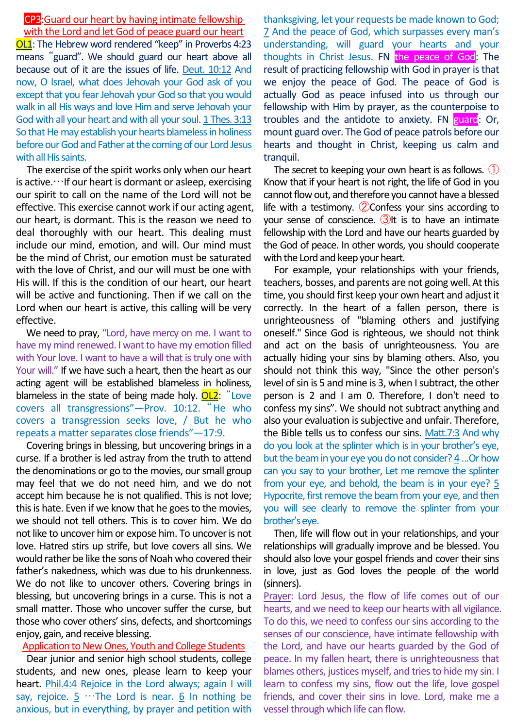**CP3**:Guard our heart by having intimate fellowship with the Lord and let God of peace guard our heart

**OL1**: The Hebrew word rendered "keep" in Proverbs 4:23 means "guard". We should guard our heart above all because out of it are the issues of life. Deut. 10:12 And now, O Israel, what does Jehovah your God ask of you except that you fear Jehovah your God so that you would walk in all His ways and love Him and serve Jehovah your God with all your heart and with all your soul. 1 Thes. 3:13 So that He may establish your hearts blameless in holiness before our God and Father at the coming of our Lord Jesus with all His saints.

The exercise of the spirit works only when our heart is active.…If our heart is dormant or asleep, exercising our spirit to call on the name of the Lord will not be effective. This exercise cannot work if our acting agent, our heart, is dormant. This is the reason we need to deal thoroughly with our heart. This dealing must include our mind, emotion, and will. Our mind must be the mind of Christ, our emotion must be saturated with the love of Christ, and our will must be one with His will. If this is the condition of our heart, our heart will be active and functioning. Then if we call on the Lord when our heart is active, this calling will be very effective.

We need to pray, "Lord, have mercy on me. I want to have my mind renewed. I want to have my emotion filled with Your love. I want to have a will that is truly one with Your will." If we have such a heart, then the heart as our acting agent will be established blameless in holiness, blameless in the state of being made holy. **OL2**: "Love covers all transgressions"—Prov. 10:12. "He who covers a transgression seeks love, / But he who repeats a matter separates close friends"—17:9.

Covering brings in blessing, but uncovering brings in a curse. If a brother is led astray from the truth to attend the denominations or go to the movies, our small group may feel that we do not need him, and we do not accept him because he is not qualified. This is not love; this is hate. Even if we know that he goes to the movies, we should not tell others. This is to cover him. We do not like to uncover him or expose him. To uncover is not love. Hatred stirs up strife, but love covers all sins. We would rather be like the sons of Noah who covered their father's nakedness, which was due to his drunkenness. We do not like to uncover others. Covering brings in blessing, but uncovering brings in a curse. This is not a small matter. Those who uncover suffer the curse, but those who cover others' sins, defects, and shortcomings enjoy, gain, and receive blessing.

**Application to New Ones, Youth and College Students**

Dear junior and senior high school students, college students, and new ones, please learn to keep your heart. Phil.4:4 Rejoice in the Lord always; again I will say, rejoice. 5 …The Lord is near. 6 In nothing be anxious, but in everything, by prayer and petition with thanksgiving, let your requests be made known to God; 7 And the peace of God, which surpasses every man's understanding, will guard your hearts and your thoughts in Christ Jesus. FN **the peace of God**: The result of practicing fellowship with God in prayer is that we enjoy the peace of God. The peace of God is actually God as peace infused into us through our fellowship with Him by prayer, as the counterpoise to troubles and the antidote to anxiety. FN **guard**: Or, mount guard over. The God of peace patrols before our hearts and thought in Christ, keeping us calm and tranquil.

The secret to keeping your own heart is as follows. ① Know that if your heart is not right, the life of God in you cannot flow out, and therefore you cannot have a blessed life with a testimony. ②Confess your sins according to your sense of conscience. ③It is to have an intimate fellowship with the Lord and have our hearts guarded by the God of peace. In other words, you should cooperate with the Lord and keep your heart.

For example, your relationships with your friends, teachers, bosses, and parents are not going well. At this time, you should first keep your own heart and adjust it correctly. In the heart of a fallen person, there is unrighteousness of "blaming others and justifying oneself." Since God is righteous, we should not think and act on the basis of unrighteousness. You are actually hiding your sins by blaming others. Also, you should not think this way, "Since the other person's level of sin is 5 and mine is 3, when I subtract, the other person is 2 and I am 0. Therefore, I don't need to confess my sins". We should not subtract anything and also your evaluation is subjective and unfair. Therefore, the Bible tells us to confess our sins. Matt.7:3 And why do you look at the splinter which is in your brother's eye, but the beam in your eye you do not consider? 4 …Or how can you say to your brother, Let me remove the splinter from your eye, and behold, the beam is in your eye? 5 Hypocrite, first remove the beam from your eye, and then you will see clearly to remove the splinter from your brother's eye.

Then, life will flow out in your relationships, and your relationships will gradually improve and be blessed. You should also love your gospel friends and cover their sins in love, just as God loves the people of the world (sinners).

Prayer: Lord Jesus, the flow of life comes out of our hearts, and we need to keep our hearts with all vigilance. To do this, we need to confess our sins according to the senses of our conscience, have intimate fellowship with the Lord, and have our hearts guarded by the God of peace. In my fallen heart, there is unrighteousness that blames others, justices myself, and tries to hide my sin. I learn to confess my sins, flow out the life, love gospel friends, and cover their sins in love. Lord, make me a vessel through which life can flow.